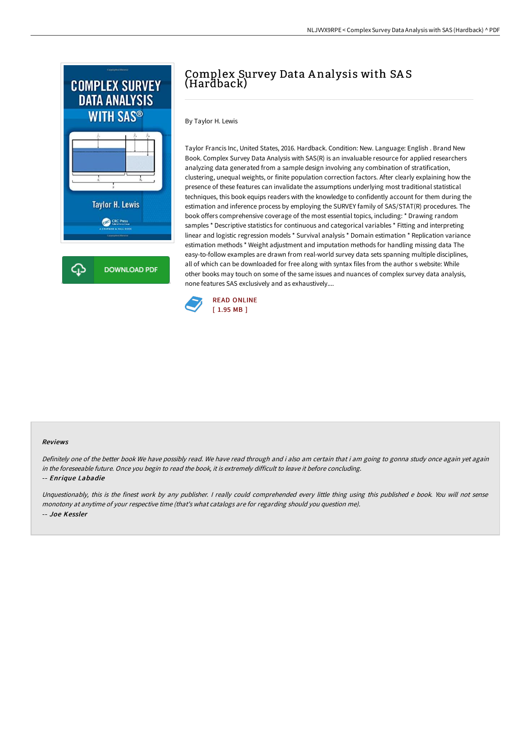# Complex Survey Data Analysis with SAS (Hardback)

By Taylor H. Lewis

Taylor Francis Inc, United States, 2016. Hardback. Condition: New. Language: English . Brand New Book. Complex Survey Data Analysis with SAS(R) is an invaluable resource for applied researchers analyzing data generated from a sample design involving any combination of stratification, clustering, unequal weights, or finite population correction factors. After clearly explaining how the presence of these features can invalidate the assumptions underlying most traditional statistical techniques, this book equips readers with the knowledge to confidently account for them during the estimation and inference process by employing the SURVEY family of SAS/STAT(R) procedures. The book offers comprehensive coverage of the most essential topics, including: * Drawing random samples * Descriptive statistics for continuous and categorical variables * Fitting and interpreting linear and logistic regression models * Survival analysis * Domain estimation * Replication variance estimation methods * Weight adjustment and imputation methods for handling missing data The easy-to-follow examples are drawn from real-world survey data sets spanning multiple disciplines, all of which can be downloaded for free along with syntax files from the author s website: While other books may touch on some of the same issues and nuances of complex survey data analysis, none features SAS exclusively and as exhaustively....

READ ONLINE
[ 1.95 MB ]

### Reviews

*Definitely one of the better book We have possibly read. We have read through and i also am certain that i am going to gonna study once again yet again in the foreseeable future. Once you begin to read the book, it is extremely difficult to leave it before concluding.*

-- *Enrique Labadie*

*Unquestionably, this is the finest work by any publisher. I really could comprehended every little thing using this published e book. You will not sense monotony at anytime of your respective time (that's what catalogs are for regarding should you question me).*

-- *Joe Kessler*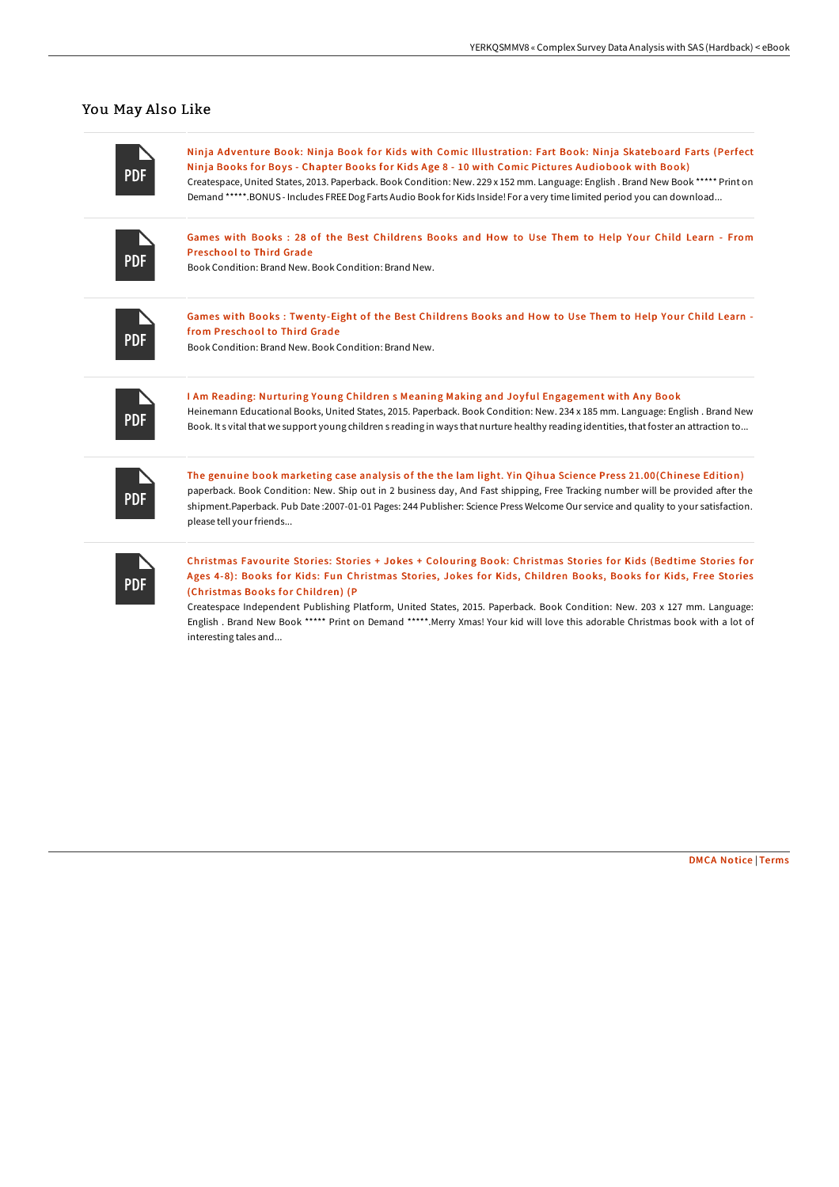## You May Also Like

PDF

Ninja Adventure Book: Ninja Book for Kids with Comic Illustration: Fart Book: Ninja Skateboard Farts (Perfect Ninja Books for Boys - Chapter Books for Kids Age 8 - 10 with Comic Pictures Audiobook with Book)

Createspace, United States, 2013. Paperback. Book Condition: New. 229 x 152 mm. Language: English . Brand New Book ***** Print on Demand *****.BONUS - Includes FREE Dog Farts Audio Book for Kids Inside! For a very time limited period you can download...

PDF

Games with Books : 28 of the Best Childrens Books and How to Use Them to Help Your Child Learn - From Preschool to Third Grade

Book Condition: Brand New. Book Condition: Brand New.

PDF

Games with Books : Twenty-Eight of the Best Childrens Books and How to Use Them to Help Your Child Learn - from Preschool to Third Grade

Book Condition: Brand New. Book Condition: Brand New.

PDF

I Am Reading: Nurturing Young Children s Meaning Making and Joyful Engagement with Any Book

Heinemann Educational Books, United States, 2015. Paperback. Book Condition: New. 234 x 185 mm. Language: English . Brand New Book. It s vital that we support young children s reading in ways that nurture healthy reading identities, that foster an attraction to...

PDF

The genuine book marketing case analysis of the the lam light. Yin Qihua Science Press 21.00(Chinese Edition)

paperback. Book Condition: New. Ship out in 2 business day, And Fast shipping, Free Tracking number will be provided after the shipment.Paperback. Pub Date :2007-01-01 Pages: 244 Publisher: Science Press Welcome Our service and quality to your satisfaction. please tell your friends...

PDF

Christmas Favourite Stories: Stories + Jokes + Colouring Book: Christmas Stories for Kids (Bedtime Stories for Ages 4-8): Books for Kids: Fun Christmas Stories, Jokes for Kids, Children Books, Books for Kids, Free Stories (Christmas Books for Children) (P

Createspace Independent Publishing Platform, United States, 2015. Paperback. Book Condition: New. 203 x 127 mm. Language: English . Brand New Book ***** Print on Demand *****.Merry Xmas! Your kid will love this adorable Christmas book with a lot of interesting tales and...

DMCA Notice | Terms